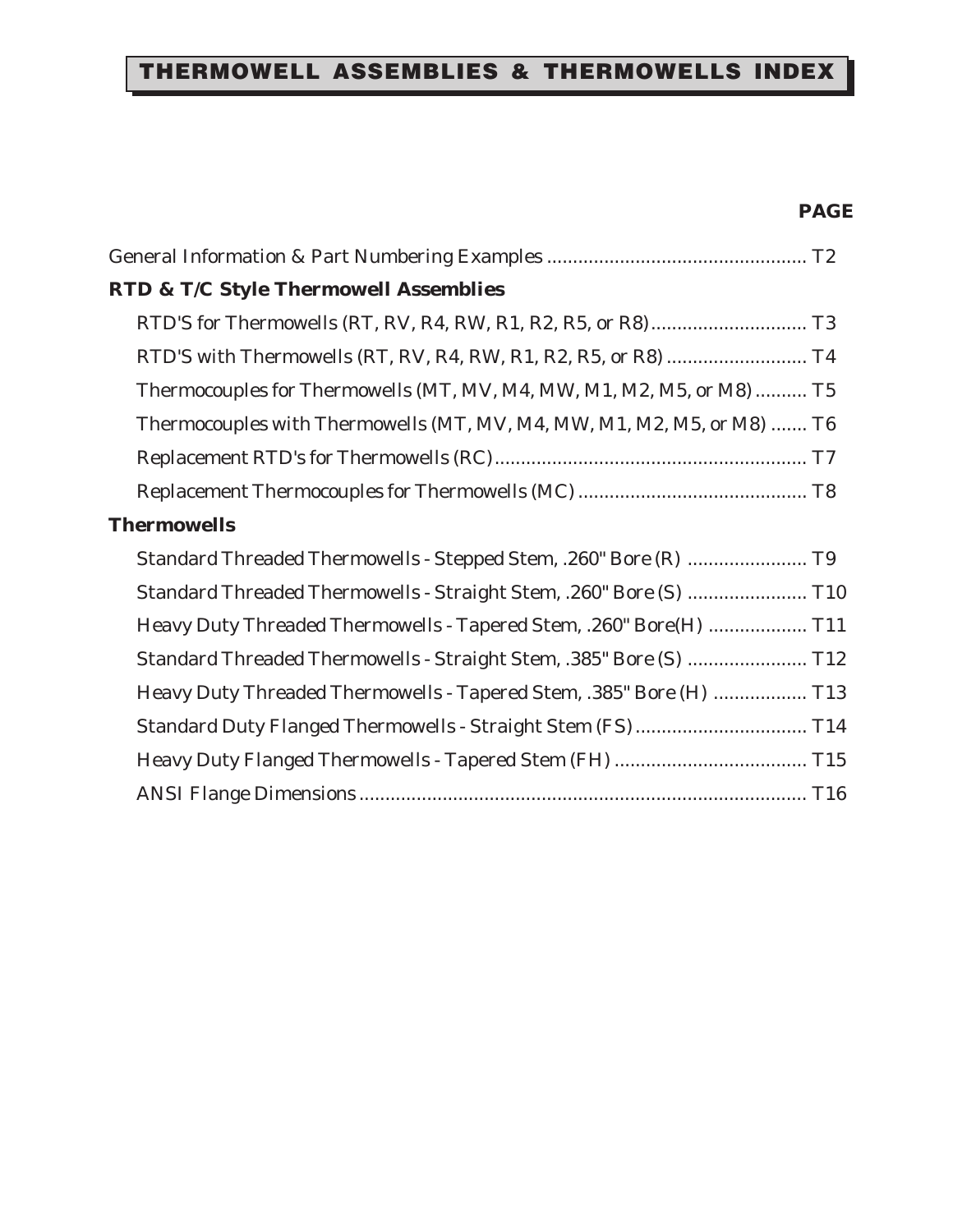# THERMOWELL ASSEMBLIES & THERMOWELLS INDEX

| | PAGE |
|---|---|
| General Information & Part Numbering Examples | T2 |
| **RTD & T/C Style Thermowell Assemblies** | |
| RTD'S for Thermowells (RT, RV, R4, RW, R1, R2, R5, or R8) | T3 |
| RTD'S with Thermowells (RT, RV, R4, RW, R1, R2, R5, or R8) | T4 |
| Thermocouples for Thermowells (MT, MV, M4, MW, M1, M2, M5, or M8) | T5 |
| Thermocouples with Thermowells (MT, MV, M4, MW, M1, M2, M5, or M8) | T6 |
| Replacement RTD's for Thermowells (RC) | T7 |
| Replacement Thermocouples for Thermowells (MC) | T8 |
| **Thermowells** | |
| Standard Threaded Thermowells - Stepped Stem, .260" Bore (R) | T9 |
| Standard Threaded Thermowells - Straight Stem, .260" Bore (S) | T10 |
| Heavy Duty Threaded Thermowells - Tapered Stem, .260" Bore(H) | T11 |
| Standard Threaded Thermowells - Straight Stem, .385" Bore (S) | T12 |
| Heavy Duty Threaded Thermowells - Tapered Stem, .385" Bore (H) | T13 |
| Standard Duty Flanged Thermowells - Straight Stem (FS) | T14 |
| Heavy Duty Flanged Thermowells - Tapered Stem (FH) | T15 |
| ANSI Flange Dimensions | T16 |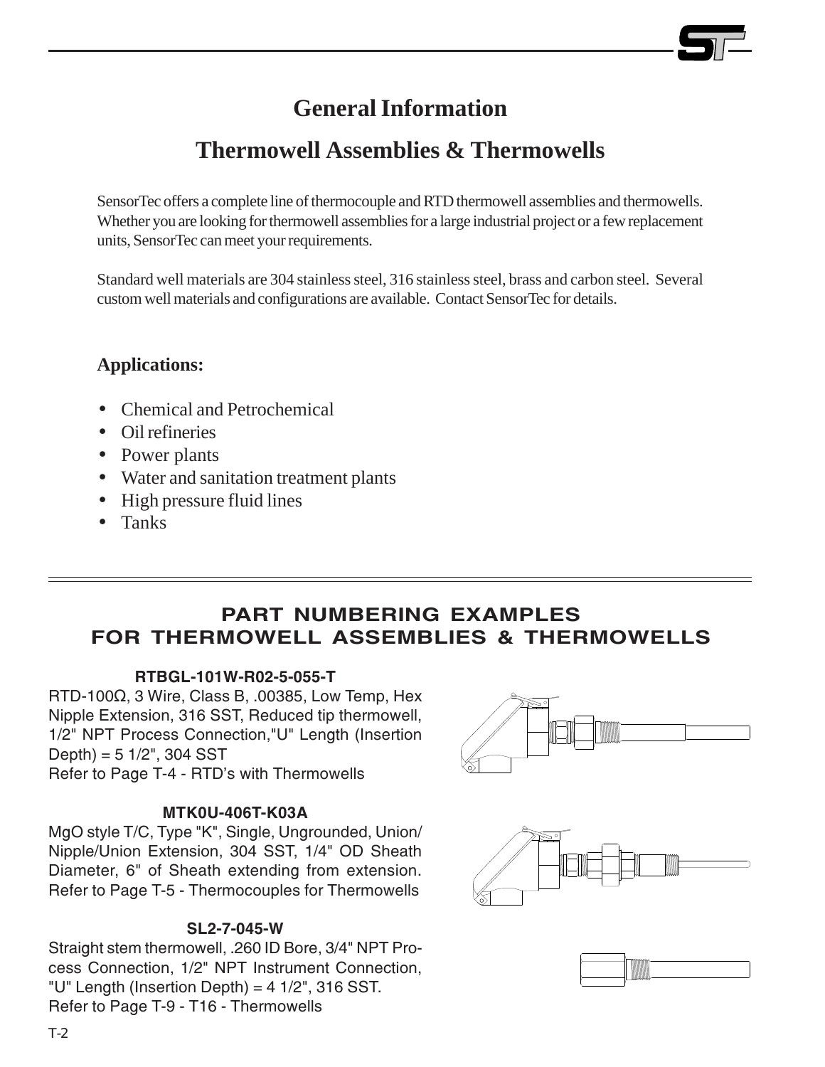# General Information

# Thermowell Assemblies & Thermowells

SensorTec offers a complete line of thermocouple and RTD thermowell assemblies and thermowells. Whether you are looking for thermowell assemblies for a large industrial project or a few replacement units, SensorTec can meet your requirements.

Standard well materials are 304 stainless steel, 316 stainless steel, brass and carbon steel. Several custom well materials and configurations are available. Contact SensorTec for details.

**Applications:**

- Chemical and Petrochemical
- Oil refineries
- Power plants
- Water and sanitation treatment plants
- High pressure fluid lines
- Tanks

## PART NUMBERING EXAMPLES FOR THERMOWELL ASSEMBLIES & THERMOWELLS

**RTBGL-101W-R02-5-055-T**

RTD-100Ω, 3 Wire, Class B, .00385, Low Temp, Hex Nipple Extension, 316 SST, Reduced tip thermowell, 1/2" NPT Process Connection,"U" Length (Insertion Depth) = 5 1/2", 304 SST
Refer to Page T-4 - RTD's with Thermowells

**MTK0U-406T-K03A**

MgO style T/C, Type "K", Single, Ungrounded, Union/ Nipple/Union Extension, 304 SST, 1/4" OD Sheath Diameter, 6" of Sheath extending from extension.
Refer to Page T-5 - Thermocouples for Thermowells

**SL2-7-045-W**

Straight stem thermowell, .260 ID Bore, 3/4" NPT Process Connection, 1/2" NPT Instrument Connection, "U" Length (Insertion Depth) = 4 1/2", 316 SST.
Refer to Page T-9 - T16 - Thermowells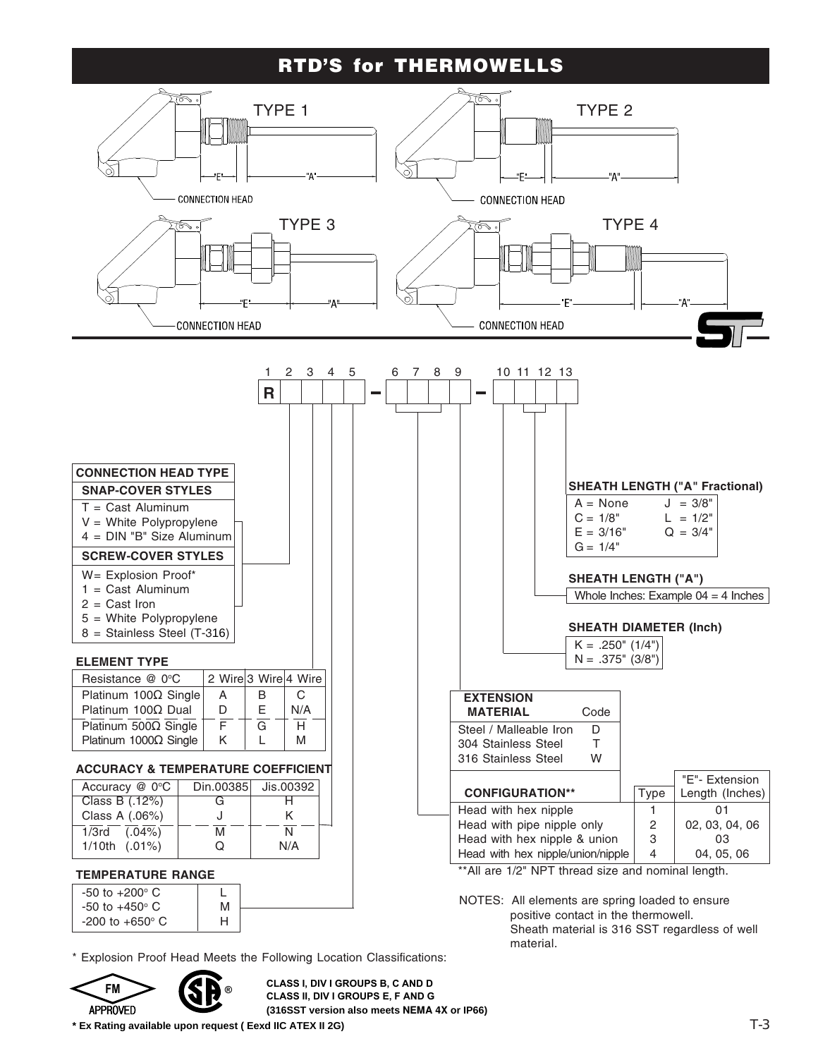# RTD'S for THERMOWELLS

TYPE 1

TYPE 2

TYPE 3

TYPE 4

"E" "A"

CONNECTION HEAD

1 2 3 4 5 – 6 7 8 9 – 10 11 12 13

R

### CONNECTION HEAD TYPE

**SNAP-COVER STYLES**

- T = Cast Aluminum
- V = White Polypropylene
- 4 = DIN "B" Size Aluminum

**SCREW-COVER STYLES**

- W= Explosion Proof*
- 1 = Cast Aluminum
- 2 = Cast Iron
- 5 = White Polypropylene
- 8 = Stainless Steel (T-316)

### ELEMENT TYPE

| Resistance @ 0°C | 2 Wire | 3 Wire | 4 Wire |
|---|---|---|---|
| Platinum 100Ω Single | A | B | C |
| Platinum 100Ω Dual | D | E | N/A |
| Platinum 500Ω Single | F | G | H |
| Platinum 1000Ω Single | K | L | M |

### ACCURACY & TEMPERATURE COEFFICIENT

| Accuracy @ 0°C | Din.00385 | Jis.00392 |
|---|---|---|
| Class B (.12%) | G | H |
| Class A (.06%) | J | K |
| 1/3rd (.04%) | M | N |
| 1/10th (.01%) | Q | N/A |

### TEMPERATURE RANGE

| | |
|---|---|
| -50 to +200° C | L |
| -50 to +450° C | M |
| -200 to +650° C | H |

### SHEATH LENGTH ("A" Fractional)

| | |
|---|---|
| A = None | J = 3/8" |
| C = 1/8" | L = 1/2" |
| E = 3/16" | Q = 3/4" |
| G = 1/4" | |

### SHEATH LENGTH ("A")

Whole Inches: Example 04 = 4 Inches

### SHEATH DIAMETER (Inch)

- K = .250" (1/4")
- N = .375" (3/8")

### EXTENSION MATERIAL

| EXTENSION MATERIAL | Code |
|---|---|
| Steel / Malleable Iron | D |
| 304 Stainless Steel | T |
| 316 Stainless Steel | W |

### CONFIGURATION**

| CONFIGURATION** | Type | "E"- Extension Length (Inches) |
|---|---|---|
| Head with hex nipple | 1 | 01 |
| Head with pipe nipple only | 2 | 02, 03, 04, 06 |
| Head with hex nipple & union | 3 | 03 |
| Head with hex nipple/union/nipple | 4 | 04, 05, 06 |

**All are 1/2" NPT thread size and nominal length.

NOTES: All elements are spring loaded to ensure positive contact in the thermowell.
Sheath material is 316 SST regardless of well material.

\* Explosion Proof Head Meets the Following Location Classifications:

FM APPROVED

**CLASS I, DIV I GROUPS B, C AND D**
**CLASS II, DIV I GROUPS E, F AND G**
**(316SST version also meets NEMA 4X or IP66)**

**\* Ex Rating available upon request ( Eexd IIC ATEX II 2G)**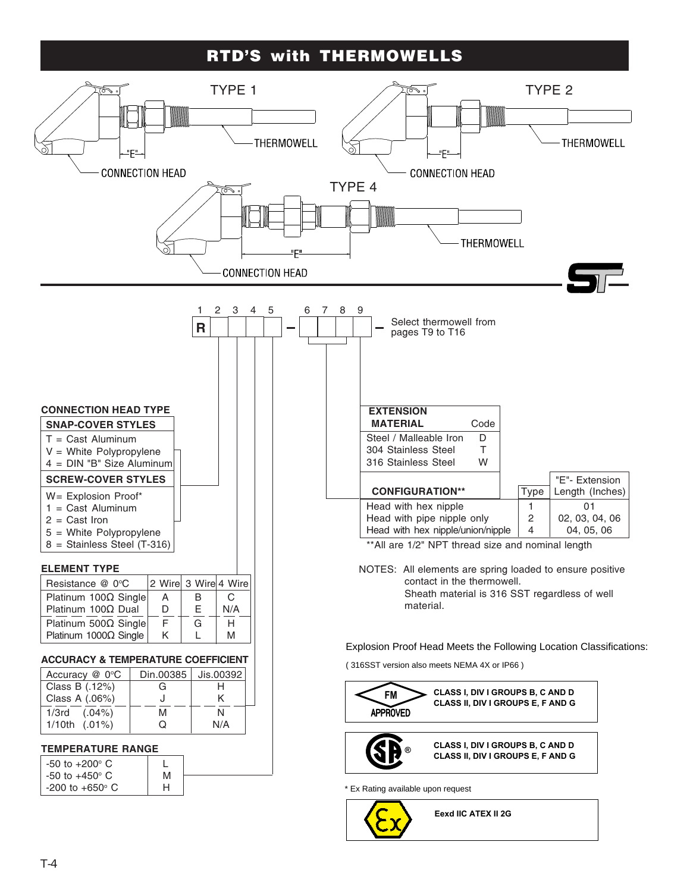# RTD'S with THERMOWELLS

TYPE 1

TYPE 2

TYPE 4

THERMOWELL

CONNECTION HEAD

"E"

| 1 | 2 | 3 | 4 | 5 | | 6 | 7 | 8 | 9 | |
|---|---|---|---|---|---|---|---|---|---|---|
| R | | | | | – | | | | | – |

Select thermowell from pages T9 to T16

## CONNECTION HEAD TYPE

| SNAP-COVER STYLES |
|---|
| T = Cast Aluminum |
| V = White Polypropylene |
| 4 = DIN "B" Size Aluminum |

| SCREW-COVER STYLES |
|---|
| W= Explosion Proof* |
| 1 = Cast Aluminum |
| 2 = Cast Iron |
| 5 = White Polypropylene |
| 8 = Stainless Steel (T-316) |

## ELEMENT TYPE

| Resistance @ 0°C | 2 Wire | 3 Wire | 4 Wire |
|---|---|---|---|
| Platinum 100Ω Single | A | B | C |
| Platinum 100Ω Dual | D | E | N/A |
| Platinum 500Ω Single | F | G | H |
| Platinum 1000Ω Single | K | L | M |

## ACCURACY & TEMPERATURE COEFFICIENT

| Accuracy @ 0°C | Din.00385 | Jis.00392 |
|---|---|---|
| Class B (.12%) | G | H |
| Class A (.06%) | J | K |
| 1/3rd (.04%) | M | N |
| 1/10th (.01%) | Q | N/A |

## TEMPERATURE RANGE

| Range | Code |
|---|---|
| -50 to +200° C | L |
| -50 to +450° C | M |
| -200 to +650° C | H |

## EXTENSION MATERIAL

| EXTENSION MATERIAL | Code |
|---|---|
| Steel / Malleable Iron | D |
| 304 Stainless Steel | T |
| 316 Stainless Steel | W |

| CONFIGURATION** | Type | "E"- Extension Length (Inches) |
|---|---|---|
| Head with hex nipple | 1 | 01 |
| Head with pipe nipple only | 2 | 02, 03, 04, 06 |
| Head with hex nipple/union/nipple | 4 | 04, 05, 06 |

**All are 1/2" NPT thread size and nominal length

NOTES: All elements are spring loaded to ensure positive contact in the thermowell.
Sheath material is 316 SST regardless of well material.

Explosion Proof Head Meets the Following Location Classifications:

( 316SST version also meets NEMA 4X or IP66 )

FM APPROVED — CLASS I, DIV I GROUPS B, C AND D; CLASS II, DIV I GROUPS E, F AND G

CSA — CLASS I, DIV I GROUPS B, C AND D; CLASS II, DIV I GROUPS E, F AND G

* Ex Rating available upon request

Ex — Eexd IIC ATEX II 2G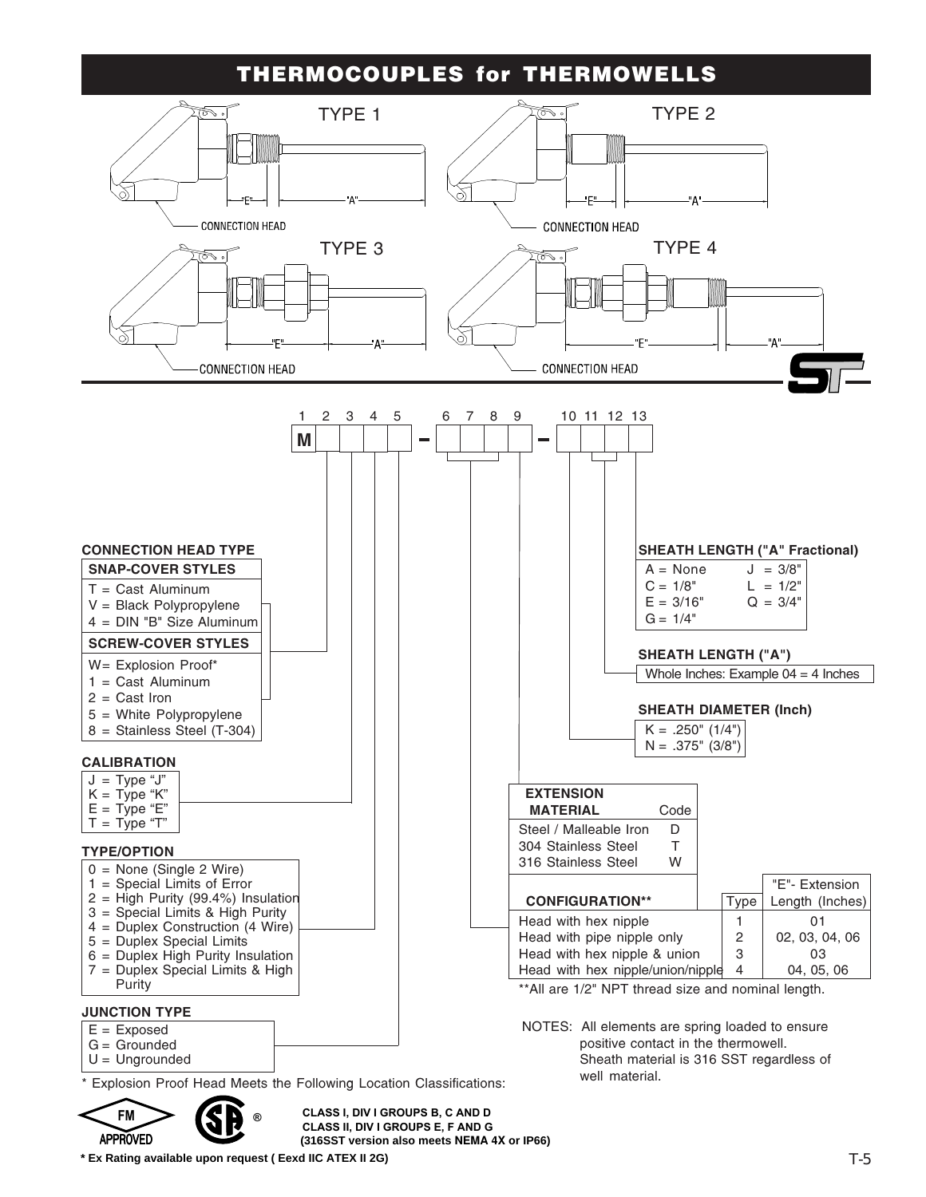# THERMOCOUPLES for THERMOWELLS

TYPE 1

"E" "A"

CONNECTION HEAD

TYPE 2

"E" "A"

CONNECTION HEAD

TYPE 3

"E" "A"

CONNECTION HEAD

TYPE 4

"E" "A"

CONNECTION HEAD

| 1 | 2 | 3 | 4 | 5 | | 6 | 7 | 8 | 9 | | 10 | 11 | 12 | 13 |
|---|---|---|---|---|---|---|---|---|---|---|---|---|---|---|
| M | | | | | – | | | | | – | | | | |

### CONNECTION HEAD TYPE

**SNAP-COVER STYLES**

- T = Cast Aluminum
- V = Black Polypropylene
- 4 = DIN "B" Size Aluminum

**SCREW-COVER STYLES**

- W= Explosion Proof*
- 1 = Cast Aluminum
- 2 = Cast Iron
- 5 = White Polypropylene
- 8 = Stainless Steel (T-304)

### CALIBRATION

- J = Type "J"
- K = Type "K"
- E = Type "E"
- T = Type "T"

### TYPE/OPTION

- 0 = None (Single 2 Wire)
- 1 = Special Limits of Error
- 2 = High Purity (99.4%) Insulation
- 3 = Special Limits & High Purity
- 4 = Duplex Construction (4 Wire)
- 5 = Duplex Special Limits
- 6 = Duplex High Purity Insulation
- 7 = Duplex Special Limits & High Purity

### JUNCTION TYPE

- E = Exposed
- G = Grounded
- U = Ungrounded

\* Explosion Proof Head Meets the Following Location Classifications:

FM APPROVED

**CLASS I, DIV I GROUPS B, C AND D**
**CLASS II, DIV I GROUPS E, F AND G**
**(316SST version also meets NEMA 4X or IP66)**

**\* Ex Rating available upon request ( Eexd IIC ATEX II 2G)**

### SHEATH LENGTH ("A" Fractional)

| | |
|---|---|
| A = None | J = 3/8" |
| C = 1/8" | L = 1/2" |
| E = 3/16" | Q = 3/4" |
| G = 1/4" | |

### SHEATH LENGTH ("A")

Whole Inches: Example 04 = 4 Inches

### SHEATH DIAMETER (Inch)

- K = .250" (1/4")
- N = .375" (3/8")

| EXTENSION MATERIAL | Code |
|---|---|
| Steel / Malleable Iron | D |
| 304 Stainless Steel | T |
| 316 Stainless Steel | W |

| CONFIGURATION** | Type | "E"- Extension Length (Inches) |
|---|---|---|
| Head with hex nipple | 1 | 01 |
| Head with pipe nipple only | 2 | 02, 03, 04, 06 |
| Head with hex nipple & union | 3 | 03 |
| Head with hex nipple/union/nipple | 4 | 04, 05, 06 |

\*\*All are 1/2" NPT thread size and nominal length.

NOTES: All elements are spring loaded to ensure positive contact in the thermowell. Sheath material is 316 SST regardless of well material.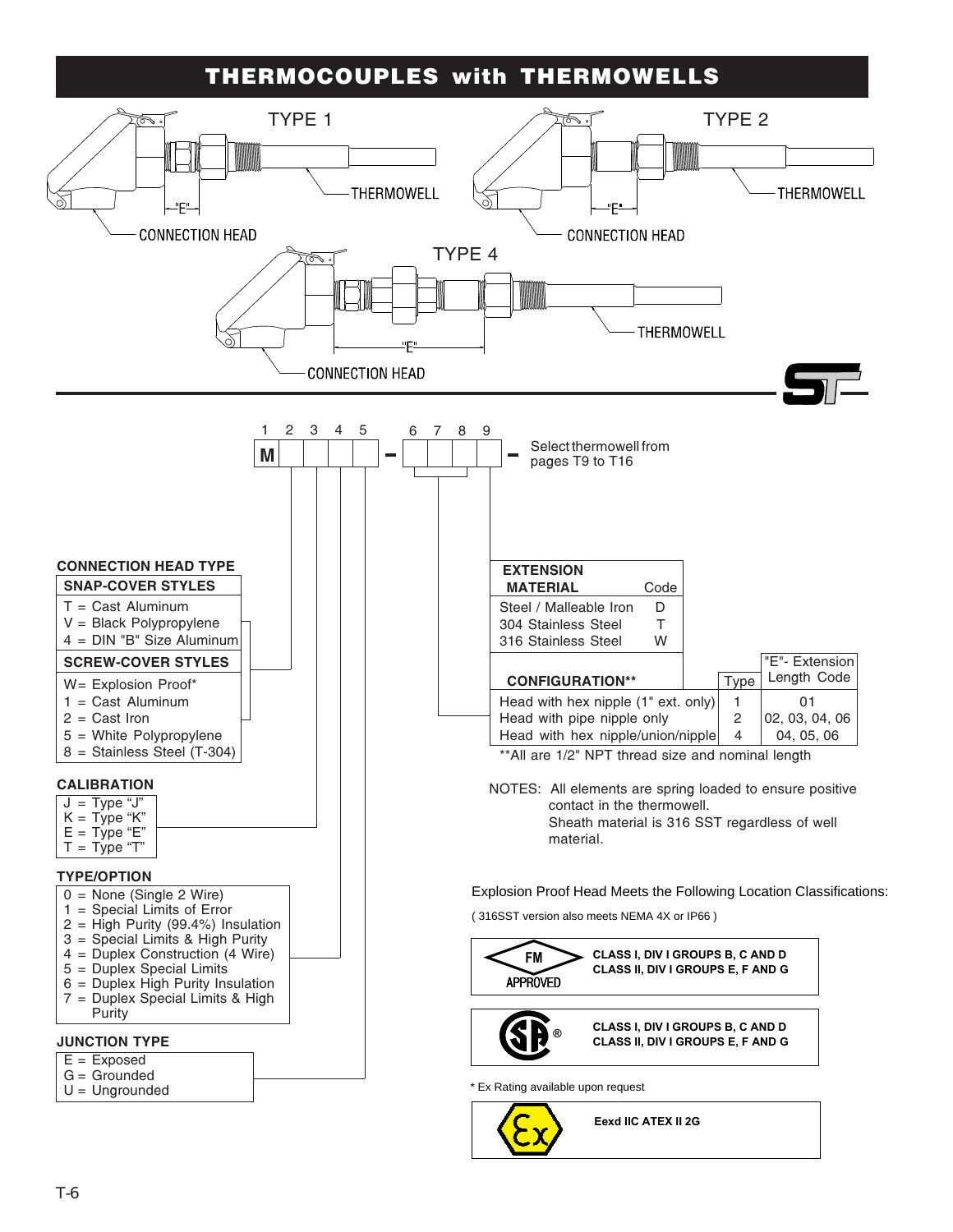# THERMOCOUPLES with THERMOWELLS

TYPE 1 — CONNECTION HEAD, "E", THERMOWELL

TYPE 2 — CONNECTION HEAD, "E", THERMOWELL

TYPE 4 — CONNECTION HEAD, "E", THERMOWELL

| 1 | 2 | 3 | 4 | 5 | | 6 | 7 | 8 | 9 | |
|---|---|---|---|---|---|---|---|---|---|---|
| M | | | | | – | | | | | – |

Select thermowell from pages T9 to T16

### CONNECTION HEAD TYPE

| SNAP-COVER STYLES |
|---|
| T = Cast Aluminum |
| V = Black Polypropylene |
| 4 = DIN "B" Size Aluminum |

| SCREW-COVER STYLES |
|---|
| W= Explosion Proof* |
| 1 = Cast Aluminum |
| 2 = Cast Iron |
| 5 = White Polypropylene |
| 8 = Stainless Steel (T-304) |

### CALIBRATION

- J = Type "J"
- K = Type "K"
- E = Type "E"
- T = Type "T"

### TYPE/OPTION

- 0 = None (Single 2 Wire)
- 1 = Special Limits of Error
- 2 = High Purity (99.4%) Insulation
- 3 = Special Limits & High Purity
- 4 = Duplex Construction (4 Wire)
- 5 = Duplex Special Limits
- 6 = Duplex High Purity Insulation
- 7 = Duplex Special Limits & High Purity

### JUNCTION TYPE

- E = Exposed
- G = Grounded
- U = Ungrounded

| EXTENSION MATERIAL | Code |
|---|---|
| Steel / Malleable Iron | D |
| 304 Stainless Steel | T |
| 316 Stainless Steel | W |

| CONFIGURATION** | Type | "E"- Extension Length Code |
|---|---|---|
| Head with hex nipple (1" ext. only) | 1 | 01 |
| Head with pipe nipple only | 2 | 02, 03, 04, 06 |
| Head with hex nipple/union/nipple | 4 | 04, 05, 06 |

**All are 1/2" NPT thread size and nominal length

NOTES: All elements are spring loaded to ensure positive contact in the thermowell.
Sheath material is 316 SST regardless of well material.

Explosion Proof Head Meets the Following Location Classifications:

( 316SST version also meets NEMA 4X or IP66 )

FM APPROVED
**CLASS I, DIV I GROUPS B, C AND D**
**CLASS II, DIV I GROUPS E, F AND G**

SP®
**CLASS I, DIV I GROUPS B, C AND D**
**CLASS II, DIV I GROUPS E, F AND G**

* Ex Rating available upon request

**Eexd IIC ATEX II 2G**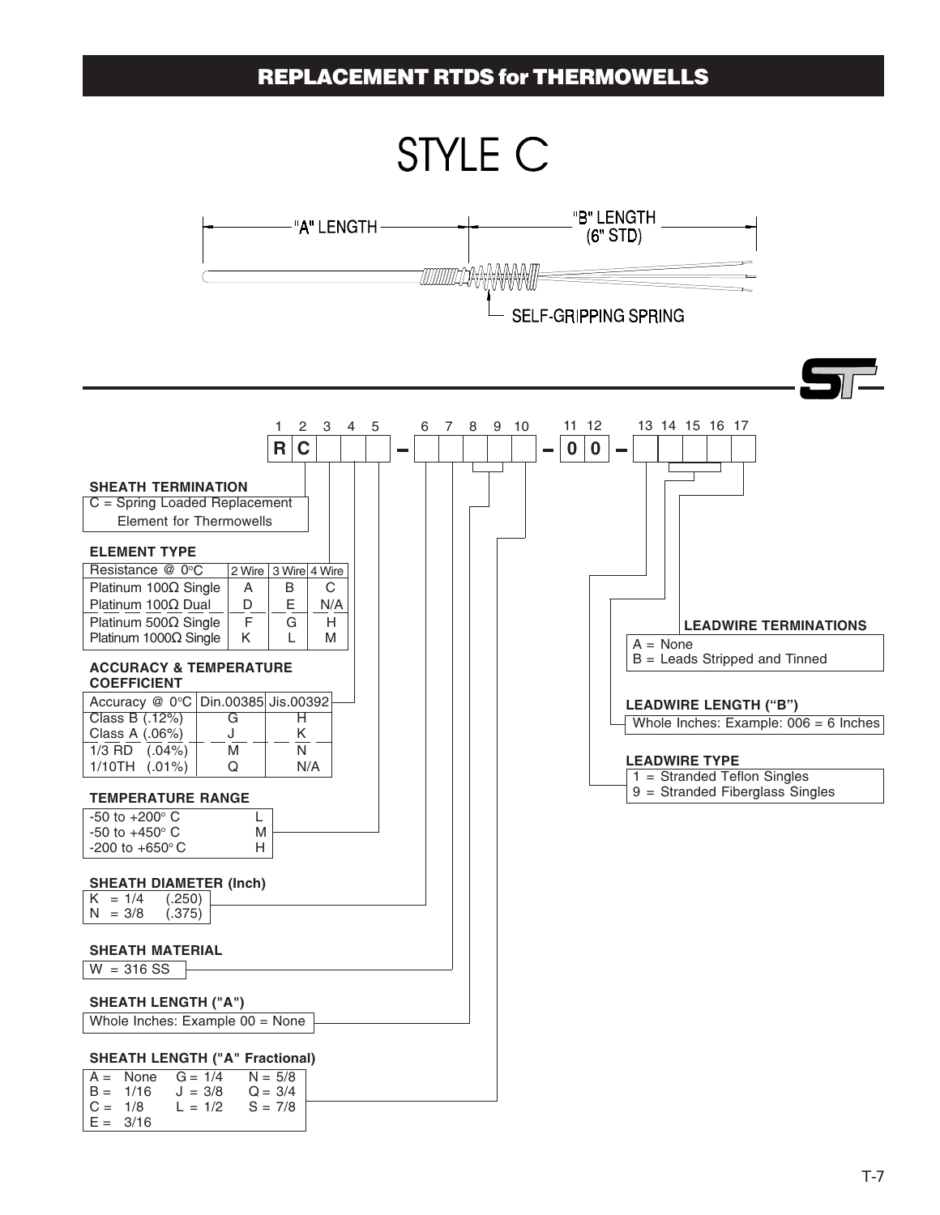# REPLACEMENT RTDS for THERMOWELLS

## STYLE C

"A" LENGTH — "B" LENGTH (6" STD)

SELF-GRIPPING SPRING

| 1 | 2 | 3 | 4 | 5 | | 6 | 7 | 8 | 9 | 10 | | 11 | 12 | | 13 | 14 | 15 | 16 | 17 |
|---|---|---|---|---|---|---|---|---|---|---|---|---|---|---|---|---|---|---|---|
| R | C | | | | – | | | | | | – | 0 | 0 | – | | | | | |

**SHEATH TERMINATION**

C = Spring Loaded Replacement Element for Thermowells

**ELEMENT TYPE**

| Resistance @ 0°C | 2 Wire | 3 Wire | 4 Wire |
|---|---|---|---|
| Platinum 100Ω Single | A | B | C |
| Platinum 100Ω Dual | D | E | N/A |
| Platinum 500Ω Single | F | G | H |
| Platinum 1000Ω Single | K | L | M |

**ACCURACY & TEMPERATURE COEFFICIENT**

| Accuracy @ 0°C | Din.00385 | Jis.00392 |
|---|---|---|
| Class B (.12%) | G | H |
| Class A (.06%) | J | K |
| 1/3 RD (.04%) | M | N |
| 1/10TH (.01%) | Q | N/A |

**TEMPERATURE RANGE**

| | |
|---|---|
| -50 to +200° C | L |
| -50 to +450° C | M |
| -200 to +650° C | H |

**SHEATH DIAMETER (Inch)**

K = 1/4 (.250)
N = 3/8 (.375)

**SHEATH MATERIAL**

W = 316 SS

**SHEATH LENGTH ("A")**

Whole Inches: Example 00 = None

**SHEATH LENGTH ("A" Fractional)**

| | | |
|---|---|---|
| A = None | G = 1/4 | N = 5/8 |
| B = 1/16 | J = 3/8 | Q = 3/4 |
| C = 1/8 | L = 1/2 | S = 7/8 |
| E = 3/16 | | |

**LEADWIRE TERMINATIONS**

A = None
B = Leads Stripped and Tinned

**LEADWIRE LENGTH ("B")**

Whole Inches: Example: 006 = 6 Inches

**LEADWIRE TYPE**

1 = Stranded Teflon Singles
9 = Stranded Fiberglass Singles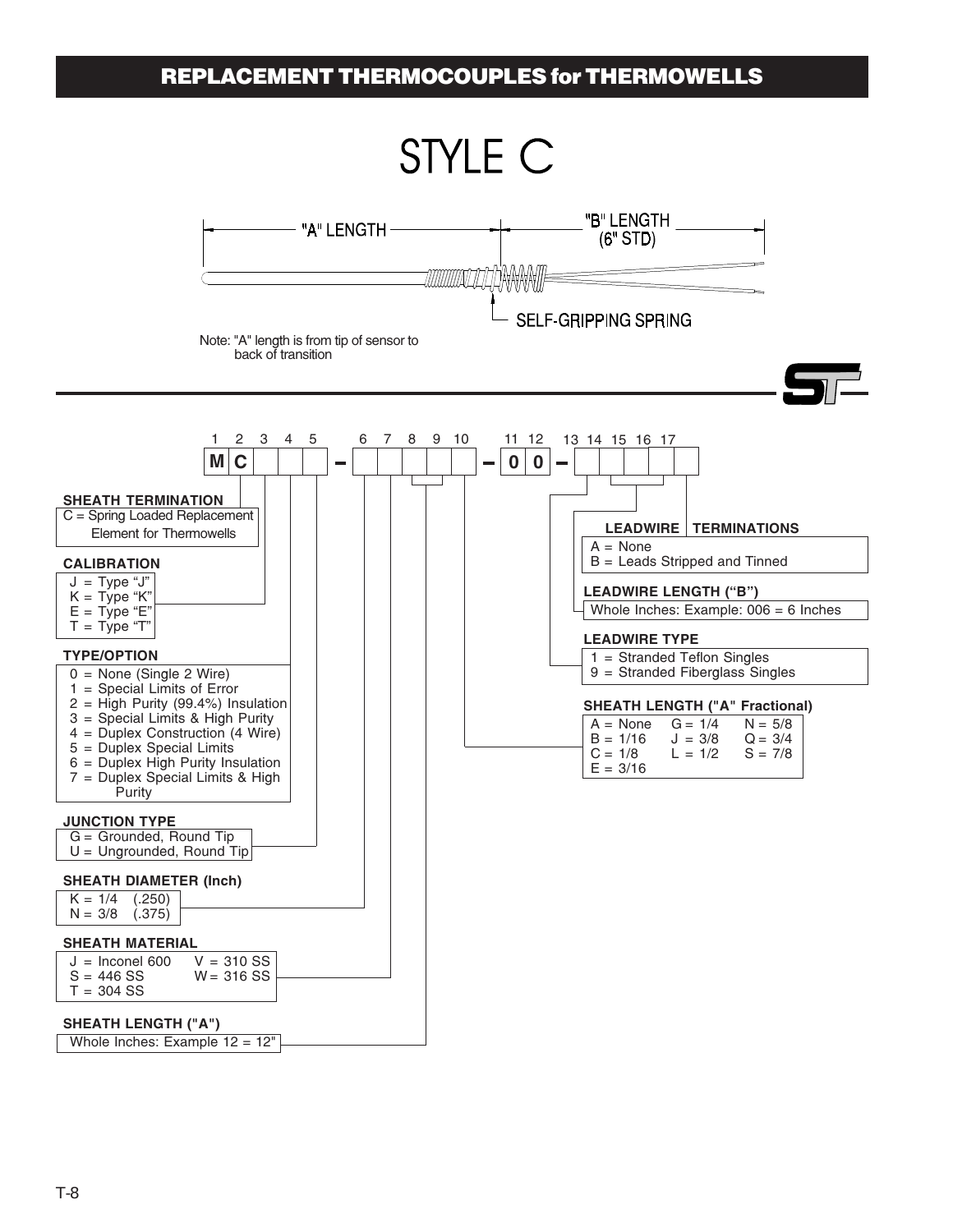# REPLACEMENT THERMOCOUPLES for THERMOWELLS

## STYLE C

"A" LENGTH

"B" LENGTH (6" STD)

SELF-GRIPPING SPRING

Note: "A" length is from tip of sensor to back of transition

| 1 | 2 | 3 | 4 | 5 | | 6 | 7 | 8 | 9 | 10 | | 11 | 12 | | 13 | 14 | 15 | 16 | 17 |
|---|---|---|---|---|---|---|---|---|---|---|---|---|---|---|---|---|---|---|---|
| M | C | | | | – | | | | | | – | 0 | 0 | – | | | | | |

**SHEATH TERMINATION**

C = Spring Loaded Replacement Element for Thermowells

**CALIBRATION**

- J = Type "J"
- K = Type "K"
- E = Type "E"
- T = Type "T"

**TYPE/OPTION**

- 0 = None (Single 2 Wire)
- 1 = Special Limits of Error
- 2 = High Purity (99.4%) Insulation
- 3 = Special Limits & High Purity
- 4 = Duplex Construction (4 Wire)
- 5 = Duplex Special Limits
- 6 = Duplex High Purity Insulation
- 7 = Duplex Special Limits & High Purity

**JUNCTION TYPE**

- G = Grounded, Round Tip
- U = Ungrounded, Round Tip

**SHEATH DIAMETER (Inch)**

- K = 1/4 (.250)
- N = 3/8 (.375)

**SHEATH MATERIAL**

- J = Inconel 600
- S = 446 SS
- T = 304 SS
- V = 310 SS
- W = 316 SS

**SHEATH LENGTH ("A")**

Whole Inches: Example 12 = 12"

**LEADWIRE TERMINATIONS**

- A = None
- B = Leads Stripped and Tinned

**LEADWIRE LENGTH ("B")**

Whole Inches: Example: 006 = 6 Inches

**LEADWIRE TYPE**

- 1 = Stranded Teflon Singles
- 9 = Stranded Fiberglass Singles

**SHEATH LENGTH ("A" Fractional)**

| | | |
|---|---|---|
| A = None | G = 1/4 | N = 5/8 |
| B = 1/16 | J = 3/8 | Q = 3/4 |
| C = 1/8 | L = 1/2 | S = 7/8 |
| E = 3/16 | | |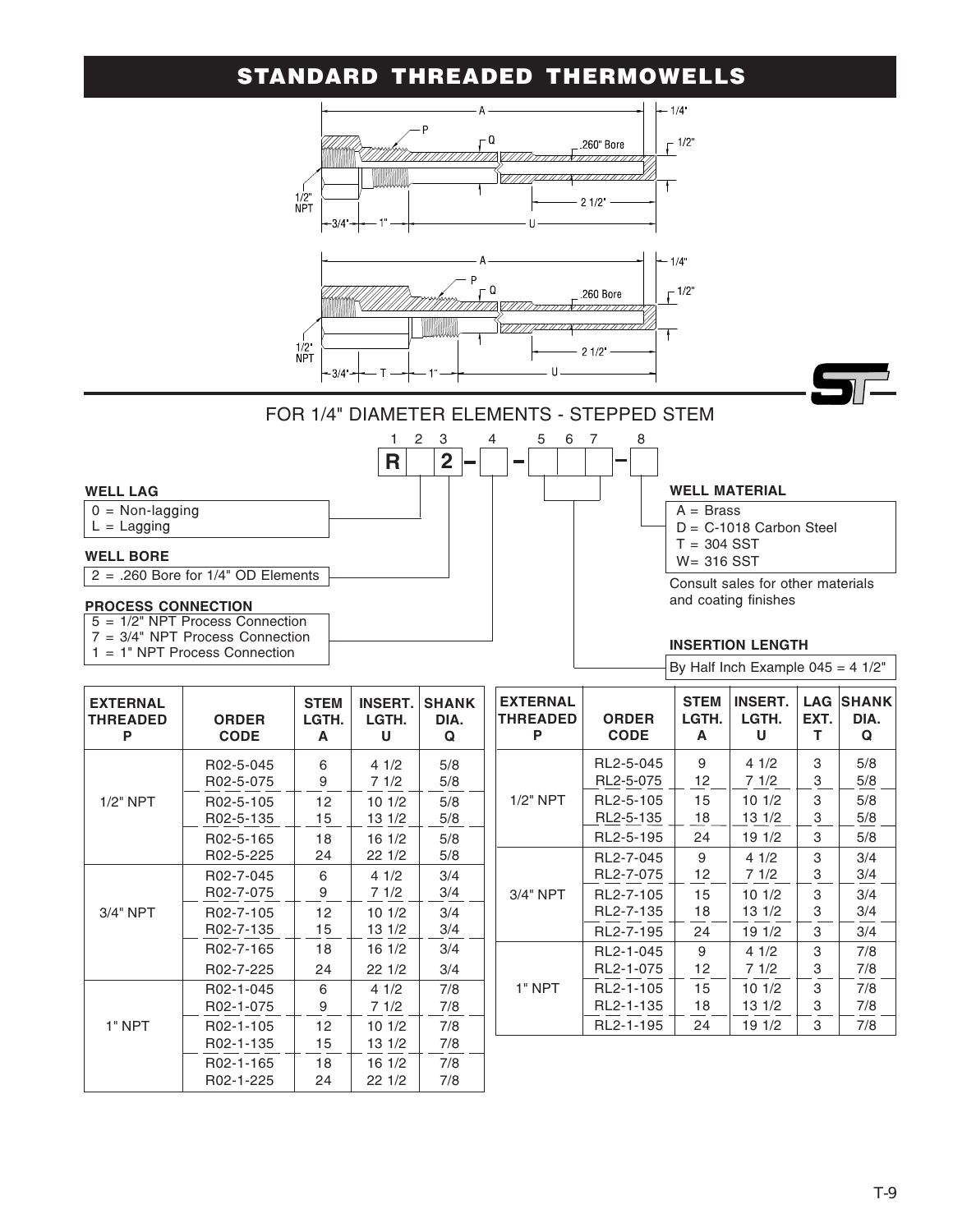# STANDARD THREADED THERMOWELLS

## FOR 1/4" DIAMETER ELEMENTS - STEPPED STEM

| 1 | 2 | 3 | | 4 | | 5 | 6 | 7 | | 8 |
|---|---|---|---|---|---|---|---|---|---|---|
| R | | 2 | – | | – | | | | – | |

**WELL LAG**
- 0 = Non-lagging
- L = Lagging

**WELL BORE**
- 2 = .260 Bore for 1/4" OD Elements

**PROCESS CONNECTION**
- 5 = 1/2" NPT Process Connection
- 7 = 3/4" NPT Process Connection
- 1 = 1" NPT Process Connection

**WELL MATERIAL**
- A = Brass
- D = C-1018 Carbon Steel
- T = 304 SST
- W= 316 SST

Consult sales for other materials and coating finishes

**INSERTION LENGTH**

By Half Inch Example 045 = 4 1/2"

| EXTERNAL THREADED P | ORDER CODE | STEM LGTH. A | INSERT. LGTH. U | SHANK DIA. Q |
|---|---|---|---|---|
| 1/2" NPT | R02-5-045 | 6 | 4 1/2 | 5/8 |
| | R02-5-075 | 9 | 7 1/2 | 5/8 |
| | R02-5-105 | 12 | 10 1/2 | 5/8 |
| | R02-5-135 | 15 | 13 1/2 | 5/8 |
| | R02-5-165 | 18 | 16 1/2 | 5/8 |
| | R02-5-225 | 24 | 22 1/2 | 5/8 |
| 3/4" NPT | R02-7-045 | 6 | 4 1/2 | 3/4 |
| | R02-7-075 | 9 | 7 1/2 | 3/4 |
| | R02-7-105 | 12 | 10 1/2 | 3/4 |
| | R02-7-135 | 15 | 13 1/2 | 3/4 |
| | R02-7-165 | 18 | 16 1/2 | 3/4 |
| | R02-7-225 | 24 | 22 1/2 | 3/4 |
| 1" NPT | R02-1-045 | 6 | 4 1/2 | 7/8 |
| | R02-1-075 | 9 | 7 1/2 | 7/8 |
| | R02-1-105 | 12 | 10 1/2 | 7/8 |
| | R02-1-135 | 15 | 13 1/2 | 7/8 |
| | R02-1-165 | 18 | 16 1/2 | 7/8 |
| | R02-1-225 | 24 | 22 1/2 | 7/8 |

| EXTERNAL THREADED P | ORDER CODE | STEM LGTH. A | INSERT. LGTH. U | LAG EXT. T | SHANK DIA. Q |
|---|---|---|---|---|---|
| 1/2" NPT | RL2-5-045 | 9 | 4 1/2 | 3 | 5/8 |
| | RL2-5-075 | 12 | 7 1/2 | 3 | 5/8 |
| | RL2-5-105 | 15 | 10 1/2 | 3 | 5/8 |
| | RL2-5-135 | 18 | 13 1/2 | 3 | 5/8 |
| | RL2-5-195 | 24 | 19 1/2 | 3 | 5/8 |
| 3/4" NPT | RL2-7-045 | 9 | 4 1/2 | 3 | 3/4 |
| | RL2-7-075 | 12 | 7 1/2 | 3 | 3/4 |
| | RL2-7-105 | 15 | 10 1/2 | 3 | 3/4 |
| | RL2-7-135 | 18 | 13 1/2 | 3 | 3/4 |
| | RL2-7-195 | 24 | 19 1/2 | 3 | 3/4 |
| 1" NPT | RL2-1-045 | 9 | 4 1/2 | 3 | 7/8 |
| | RL2-1-075 | 12 | 7 1/2 | 3 | 7/8 |
| | RL2-1-105 | 15 | 10 1/2 | 3 | 7/8 |
| | RL2-1-135 | 18 | 13 1/2 | 3 | 7/8 |
| | RL2-1-195 | 24 | 19 1/2 | 3 | 7/8 |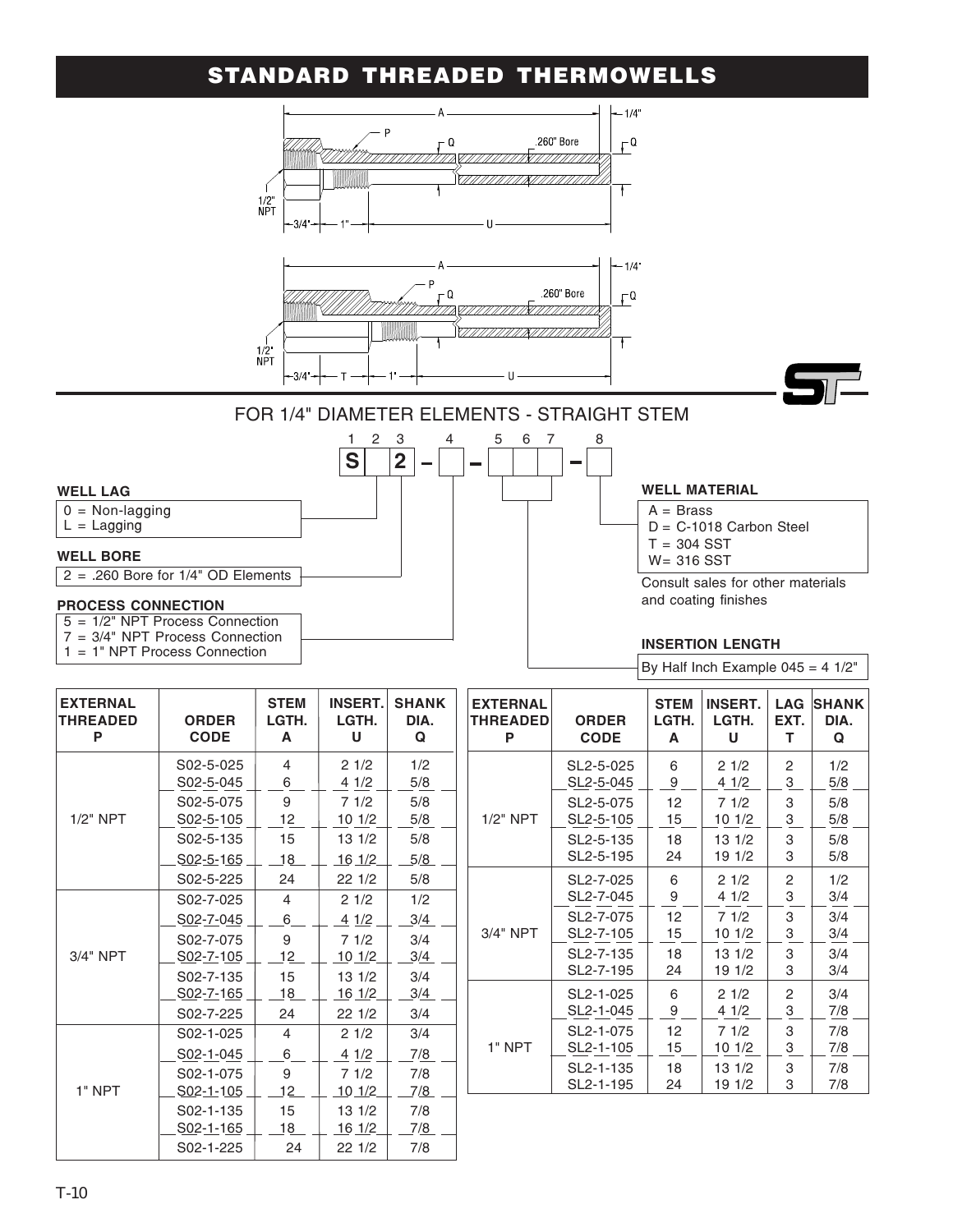# STANDARD THREADED THERMOWELLS

## FOR 1/4" DIAMETER ELEMENTS - STRAIGHT STEM

| 1 | 2 | 3 | | 4 | | 5 | 6 | 7 | | 8 |
|---|---|---|---|---|---|---|---|---|---|---|
| S | | 2 | – | | – | | | | – | |

**WELL LAG**
- 0 = Non-lagging
- L = Lagging

**WELL BORE**
- 2 = .260 Bore for 1/4" OD Elements

**PROCESS CONNECTION**
- 5 = 1/2" NPT Process Connection
- 7 = 3/4" NPT Process Connection
- 1 = 1" NPT Process Connection

**WELL MATERIAL**
- A = Brass
- D = C-1018 Carbon Steel
- T = 304 SST
- W= 316 SST

Consult sales for other materials and coating finishes

**INSERTION LENGTH**

By Half Inch Example 045 = 4 1/2"

| EXTERNAL THREADED P | ORDER CODE | STEM LGTH. A | INSERT. LGTH. U | SHANK DIA. Q |
|---|---|---|---|---|
| 1/2" NPT | S02-5-025 | 4 | 2 1/2 | 1/2 |
| | S02-5-045 | 6 | 4 1/2 | 5/8 |
| | S02-5-075 | 9 | 7 1/2 | 5/8 |
| | S02-5-105 | 12 | 10 1/2 | 5/8 |
| | S02-5-135 | 15 | 13 1/2 | 5/8 |
| | S02-5-165 | 18 | 16 1/2 | 5/8 |
| | S02-5-225 | 24 | 22 1/2 | 5/8 |
| 3/4" NPT | S02-7-025 | 4 | 2 1/2 | 1/2 |
| | S02-7-045 | 6 | 4 1/2 | 3/4 |
| | S02-7-075 | 9 | 7 1/2 | 3/4 |
| | S02-7-105 | 12 | 10 1/2 | 3/4 |
| | S02-7-135 | 15 | 13 1/2 | 3/4 |
| | S02-7-165 | 18 | 16 1/2 | 3/4 |
| | S02-7-225 | 24 | 22 1/2 | 3/4 |
| 1" NPT | S02-1-025 | 4 | 2 1/2 | 3/4 |
| | S02-1-045 | 6 | 4 1/2 | 7/8 |
| | S02-1-075 | 9 | 7 1/2 | 7/8 |
| | S02-1-105 | 12 | 10 1/2 | 7/8 |
| | S02-1-135 | 15 | 13 1/2 | 7/8 |
| | S02-1-165 | 18 | 16 1/2 | 7/8 |
| | S02-1-225 | 24 | 22 1/2 | 7/8 |

| EXTERNAL THREADED P | ORDER CODE | STEM LGTH. A | INSERT. LGTH. U | LAG EXT. T | SHANK DIA. Q |
|---|---|---|---|---|---|
| 1/2" NPT | SL2-5-025 | 6 | 2 1/2 | 2 | 1/2 |
| | SL2-5-045 | 9 | 4 1/2 | 3 | 5/8 |
| | SL2-5-075 | 12 | 7 1/2 | 3 | 5/8 |
| | SL2-5-105 | 15 | 10 1/2 | 3 | 5/8 |
| | SL2-5-135 | 18 | 13 1/2 | 3 | 5/8 |
| | SL2-5-195 | 24 | 19 1/2 | 3 | 5/8 |
| 3/4" NPT | SL2-7-025 | 6 | 2 1/2 | 2 | 1/2 |
| | SL2-7-045 | 9 | 4 1/2 | 3 | 3/4 |
| | SL2-7-075 | 12 | 7 1/2 | 3 | 3/4 |
| | SL2-7-105 | 15 | 10 1/2 | 3 | 3/4 |
| | SL2-7-135 | 18 | 13 1/2 | 3 | 3/4 |
| | SL2-7-195 | 24 | 19 1/2 | 3 | 3/4 |
| 1" NPT | SL2-1-025 | 6 | 2 1/2 | 2 | 3/4 |
| | SL2-1-045 | 9 | 4 1/2 | 3 | 7/8 |
| | SL2-1-075 | 12 | 7 1/2 | 3 | 7/8 |
| | SL2-1-105 | 15 | 10 1/2 | 3 | 7/8 |
| | SL2-1-135 | 18 | 13 1/2 | 3 | 7/8 |
| | SL2-1-195 | 24 | 19 1/2 | 3 | 7/8 |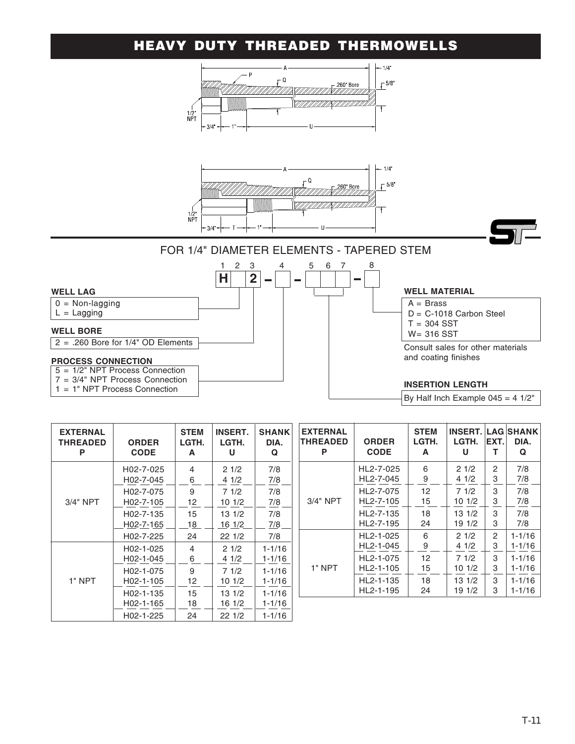# HEAVY DUTY THREADED THERMOWELLS

FOR 1/4" DIAMETER ELEMENTS - TAPERED STEM

| 1 | 2 | 3 | | 4 | | 5 | 6 | 7 | | 8 |
|---|---|---|---|---|---|---|---|---|---|---|
| H | | 2 | – | | – | | | | – | |

**WELL LAG**
- 0 = Non-lagging
- L = Lagging

**WELL BORE**
- 2 = .260 Bore for 1/4" OD Elements

**PROCESS CONNECTION**
- 5 = 1/2" NPT Process Connection
- 7 = 3/4" NPT Process Connection
- 1 = 1" NPT Process Connection

**WELL MATERIAL**
- A = Brass
- D = C-1018 Carbon Steel
- T = 304 SST
- W= 316 SST

Consult sales for other materials and coating finishes

**INSERTION LENGTH**

By Half Inch Example 045 = 4 1/2"

| EXTERNAL THREADED P | ORDER CODE | STEM LGTH. A | INSERT. LGTH. U | SHANK DIA. Q |
|---|---|---|---|---|
| 3/4" NPT | H02-7-025 | 4 | 2 1/2 | 7/8 |
| | H02-7-045 | 6 | 4 1/2 | 7/8 |
| | H02-7-075 | 9 | 7 1/2 | 7/8 |
| | H02-7-105 | 12 | 10 1/2 | 7/8 |
| | H02-7-135 | 15 | 13 1/2 | 7/8 |
| | H02-7-165 | 18 | 16 1/2 | 7/8 |
| | H02-7-225 | 24 | 22 1/2 | 7/8 |
| 1" NPT | H02-1-025 | 4 | 2 1/2 | 1-1/16 |
| | H02-1-045 | 6 | 4 1/2 | 1-1/16 |
| | H02-1-075 | 9 | 7 1/2 | 1-1/16 |
| | H02-1-105 | 12 | 10 1/2 | 1-1/16 |
| | H02-1-135 | 15 | 13 1/2 | 1-1/16 |
| | H02-1-165 | 18 | 16 1/2 | 1-1/16 |
| | H02-1-225 | 24 | 22 1/2 | 1-1/16 |

| EXTERNAL THREADED P | ORDER CODE | STEM LGTH. A | INSERT. LGTH. U | LAG EXT. T | SHANK DIA. Q |
|---|---|---|---|---|---|
| 3/4" NPT | HL2-7-025 | 6 | 2 1/2 | 2 | 7/8 |
| | HL2-7-045 | 9 | 4 1/2 | 3 | 7/8 |
| | HL2-7-075 | 12 | 7 1/2 | 3 | 7/8 |
| | HL2-7-105 | 15 | 10 1/2 | 3 | 7/8 |
| | HL2-7-135 | 18 | 13 1/2 | 3 | 7/8 |
| | HL2-7-195 | 24 | 19 1/2 | 3 | 7/8 |
| 1" NPT | HL2-1-025 | 6 | 2 1/2 | 2 | 1-1/16 |
| | HL2-1-045 | 9 | 4 1/2 | 3 | 1-1/16 |
| | HL2-1-075 | 12 | 7 1/2 | 3 | 1-1/16 |
| | HL2-1-105 | 15 | 10 1/2 | 3 | 1-1/16 |
| | HL2-1-135 | 18 | 13 1/2 | 3 | 1-1/16 |
| | HL2-1-195 | 24 | 19 1/2 | 3 | 1-1/16 |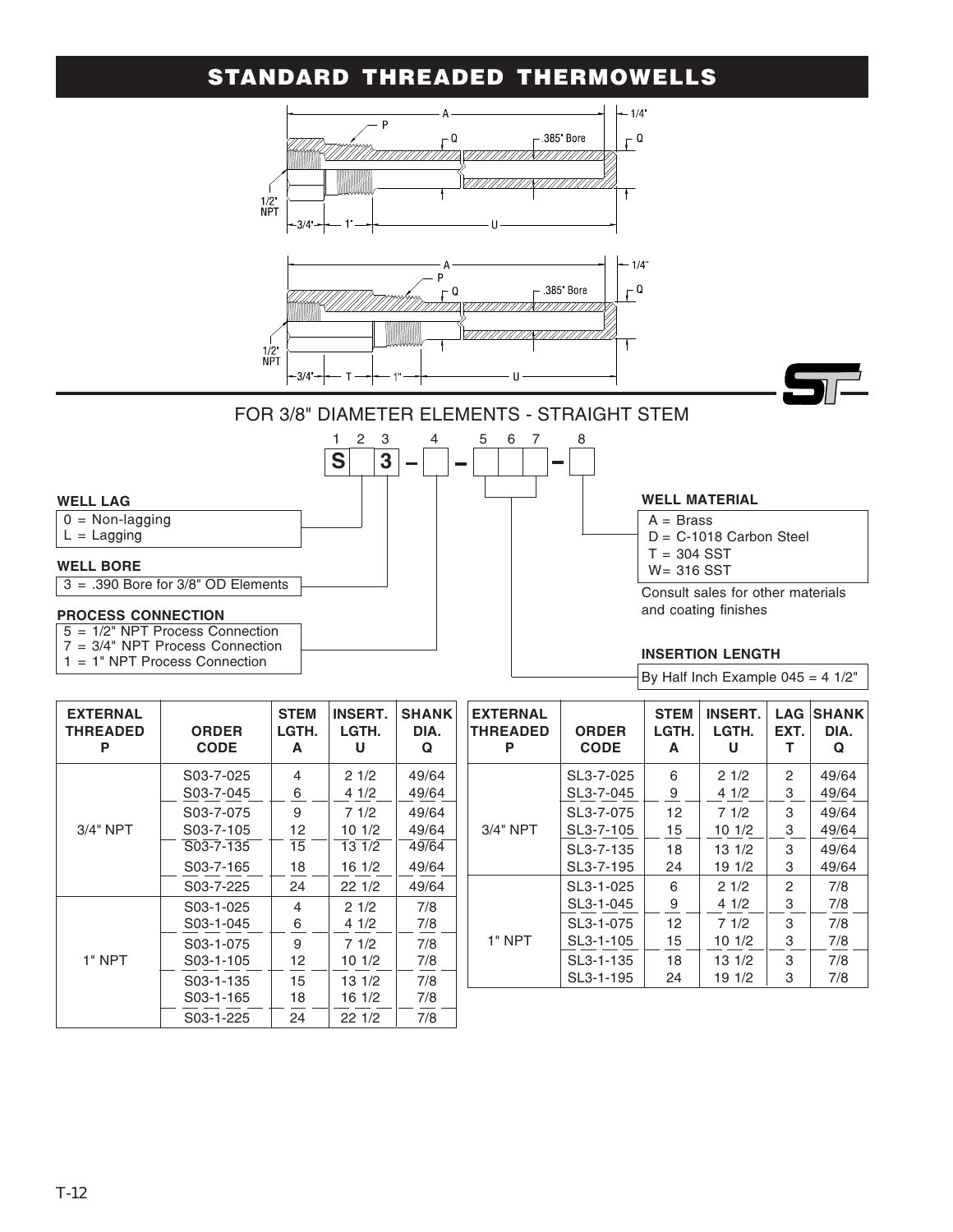# STANDARD THREADED THERMOWELLS

## FOR 3/8" DIAMETER ELEMENTS - STRAIGHT STEM

Order code format (positions 1–8): **S** [2] **3** – [4] – [5][6][7] – [8]

**WELL LAG**
- 0 = Non-lagging
- L = Lagging

**WELL BORE**
- 3 = .390 Bore for 3/8" OD Elements

**PROCESS CONNECTION**
- 5 = 1/2" NPT Process Connection
- 7 = 3/4" NPT Process Connection
- 1 = 1" NPT Process Connection

**WELL MATERIAL**
- A = Brass
- D = C-1018 Carbon Steel
- T = 304 SST
- W= 316 SST

Consult sales for other materials and coating finishes

**INSERTION LENGTH**

By Half Inch Example 045 = 4 1/2"

| EXTERNAL THREADED P | ORDER CODE | STEM LGTH. A | INSERT. LGTH. U | SHANK DIA. Q |
|---|---|---|---|---|
| 3/4" NPT | S03-7-025 | 4 | 2 1/2 | 49/64 |
| | S03-7-045 | 6 | 4 1/2 | 49/64 |
| | S03-7-075 | 9 | 7 1/2 | 49/64 |
| | S03-7-105 | 12 | 10 1/2 | 49/64 |
| | S03-7-135 | 15 | 13 1/2 | 49/64 |
| | S03-7-165 | 18 | 16 1/2 | 49/64 |
| | S03-7-225 | 24 | 22 1/2 | 49/64 |
| 1" NPT | S03-1-025 | 4 | 2 1/2 | 7/8 |
| | S03-1-045 | 6 | 4 1/2 | 7/8 |
| | S03-1-075 | 9 | 7 1/2 | 7/8 |
| | S03-1-105 | 12 | 10 1/2 | 7/8 |
| | S03-1-135 | 15 | 13 1/2 | 7/8 |
| | S03-1-165 | 18 | 16 1/2 | 7/8 |
| | S03-1-225 | 24 | 22 1/2 | 7/8 |

| EXTERNAL THREADED P | ORDER CODE | STEM LGTH. A | INSERT. LGTH. U | LAG EXT. T | SHANK DIA. Q |
|---|---|---|---|---|---|
| 3/4" NPT | SL3-7-025 | 6 | 2 1/2 | 2 | 49/64 |
| | SL3-7-045 | 9 | 4 1/2 | 3 | 49/64 |
| | SL3-7-075 | 12 | 7 1/2 | 3 | 49/64 |
| | SL3-7-105 | 15 | 10 1/2 | 3 | 49/64 |
| | SL3-7-135 | 18 | 13 1/2 | 3 | 49/64 |
| | SL3-7-195 | 24 | 19 1/2 | 3 | 49/64 |
| 1" NPT | SL3-1-025 | 6 | 2 1/2 | 2 | 7/8 |
| | SL3-1-045 | 9 | 4 1/2 | 3 | 7/8 |
| | SL3-1-075 | 12 | 7 1/2 | 3 | 7/8 |
| | SL3-1-105 | 15 | 10 1/2 | 3 | 7/8 |
| | SL3-1-135 | 18 | 13 1/2 | 3 | 7/8 |
| | SL3-1-195 | 24 | 19 1/2 | 3 | 7/8 |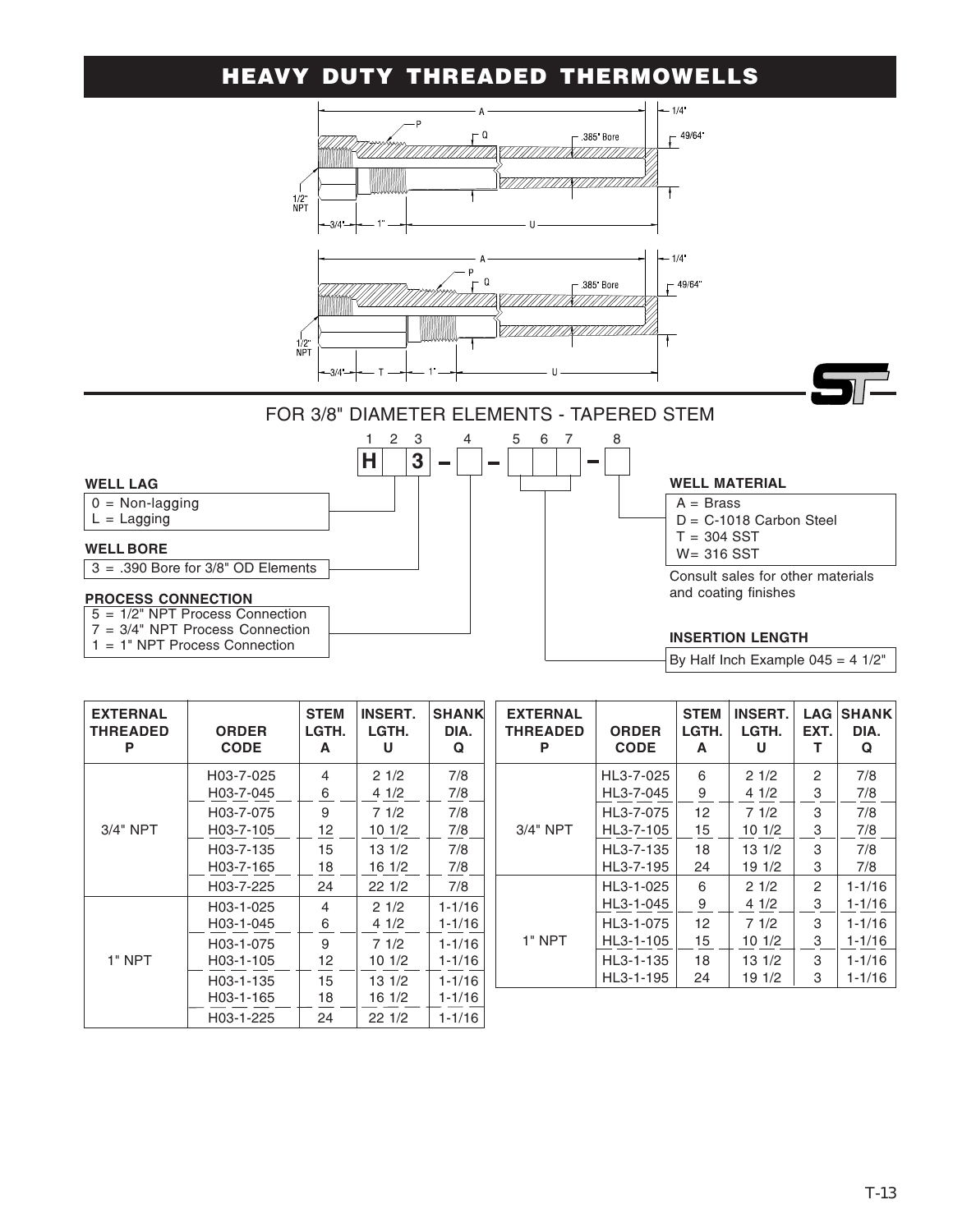# HEAVY DUTY THREADED THERMOWELLS

## FOR 3/8" DIAMETER ELEMENTS - TAPERED STEM

| 1 | 2 | 3 | | 4 | | 5 | 6 | 7 | | 8 |
|---|---|---|---|---|---|---|---|---|---|---|
| H | | 3 | – | | – | | | | – | |

**WELL LAG**
- 0 = Non-lagging
- L = Lagging

**WELL BORE**
- 3 = .390 Bore for 3/8" OD Elements

**PROCESS CONNECTION**
- 5 = 1/2" NPT Process Connection
- 7 = 3/4" NPT Process Connection
- 1 = 1" NPT Process Connection

**WELL MATERIAL**
- A = Brass
- D = C-1018 Carbon Steel
- T = 304 SST
- W= 316 SST

Consult sales for other materials and coating finishes

**INSERTION LENGTH**

By Half Inch Example 045 = 4 1/2"

| EXTERNAL THREADED P | ORDER CODE | STEM LGTH. A | INSERT. LGTH. U | SHANK DIA. Q |
|---|---|---|---|---|
| 3/4" NPT | H03-7-025 | 4 | 2 1/2 | 7/8 |
| | H03-7-045 | 6 | 4 1/2 | 7/8 |
| | H03-7-075 | 9 | 7 1/2 | 7/8 |
| | H03-7-105 | 12 | 10 1/2 | 7/8 |
| | H03-7-135 | 15 | 13 1/2 | 7/8 |
| | H03-7-165 | 18 | 16 1/2 | 7/8 |
| | H03-7-225 | 24 | 22 1/2 | 7/8 |
| 1" NPT | H03-1-025 | 4 | 2 1/2 | 1-1/16 |
| | H03-1-045 | 6 | 4 1/2 | 1-1/16 |
| | H03-1-075 | 9 | 7 1/2 | 1-1/16 |
| | H03-1-105 | 12 | 10 1/2 | 1-1/16 |
| | H03-1-135 | 15 | 13 1/2 | 1-1/16 |
| | H03-1-165 | 18 | 16 1/2 | 1-1/16 |
| | H03-1-225 | 24 | 22 1/2 | 1-1/16 |

| EXTERNAL THREADED P | ORDER CODE | STEM LGTH. A | INSERT. LGTH. U | LAG EXT. T | SHANK DIA. Q |
|---|---|---|---|---|---|
| 3/4" NPT | HL3-7-025 | 6 | 2 1/2 | 2 | 7/8 |
| | HL3-7-045 | 9 | 4 1/2 | 3 | 7/8 |
| | HL3-7-075 | 12 | 7 1/2 | 3 | 7/8 |
| | HL3-7-105 | 15 | 10 1/2 | 3 | 7/8 |
| | HL3-7-135 | 18 | 13 1/2 | 3 | 7/8 |
| | HL3-7-195 | 24 | 19 1/2 | 3 | 7/8 |
| 1" NPT | HL3-1-025 | 6 | 2 1/2 | 2 | 1-1/16 |
| | HL3-1-045 | 9 | 4 1/2 | 3 | 1-1/16 |
| | HL3-1-075 | 12 | 7 1/2 | 3 | 1-1/16 |
| | HL3-1-105 | 15 | 10 1/2 | 3 | 1-1/16 |
| | HL3-1-135 | 18 | 13 1/2 | 3 | 1-1/16 |
| | HL3-1-195 | 24 | 19 1/2 | 3 | 1-1/16 |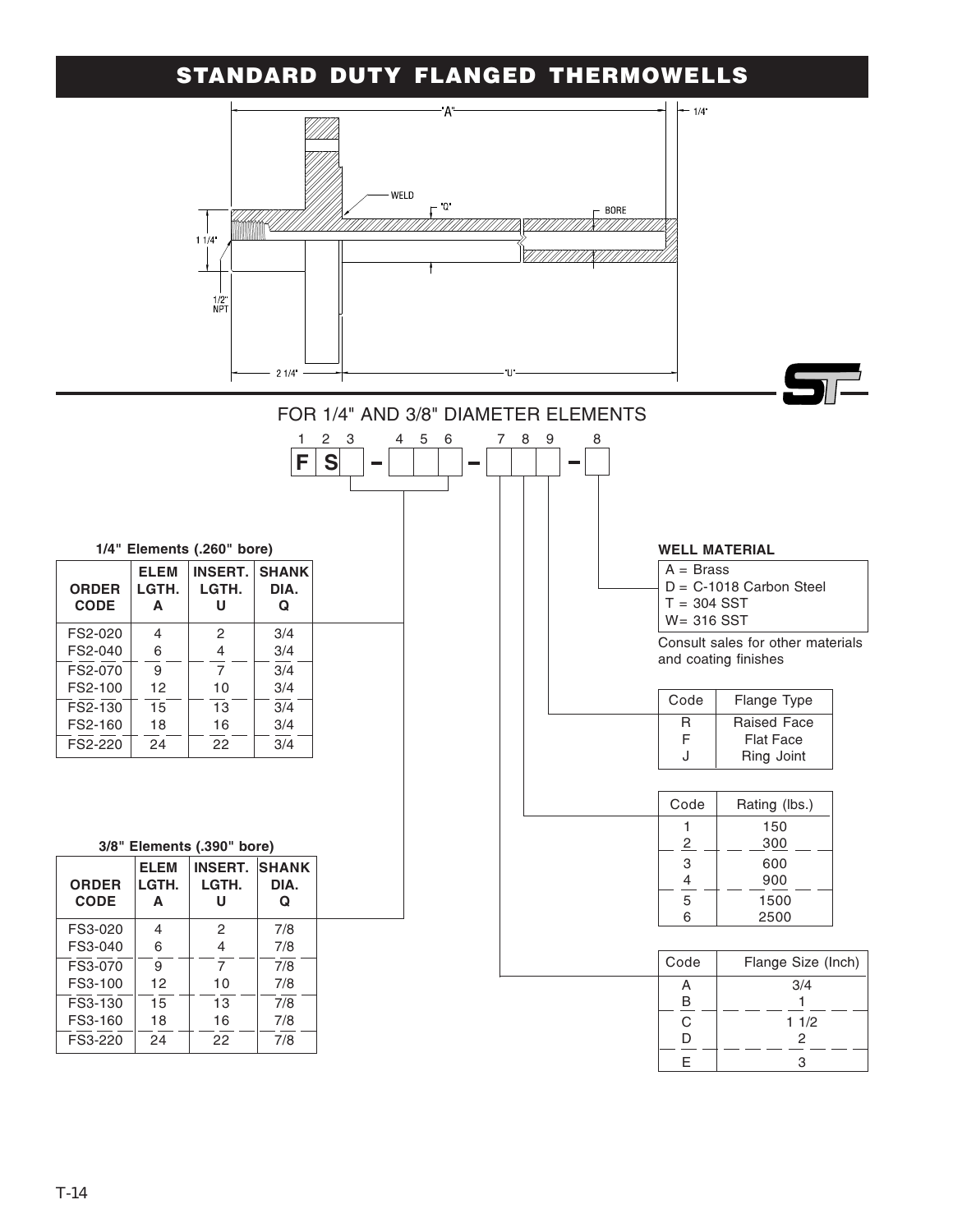# STANDARD DUTY FLANGED THERMOWELLS

"A"  1/4"

WELD  "Q"  BORE

1 1/4"

1/2" NPT

2 1/4"  "U"

## FOR 1/4" AND 3/8" DIAMETER ELEMENTS

1 2 3 &nbsp; 4 5 6 &nbsp; 7 8 9 &nbsp; 8

F S ☐ – ☐☐☐ – ☐☐☐ – ☐

**1/4" Elements (.260" bore)**

| ORDER CODE | ELEM LGTH. A | INSERT. LGTH. U | SHANK DIA. Q |
|---|---|---|---|
| FS2-020 | 4 | 2 | 3/4 |
| FS2-040 | 6 | 4 | 3/4 |
| FS2-070 | 9 | 7 | 3/4 |
| FS2-100 | 12 | 10 | 3/4 |
| FS2-130 | 15 | 13 | 3/4 |
| FS2-160 | 18 | 16 | 3/4 |
| FS2-220 | 24 | 22 | 3/4 |

**3/8" Elements (.390" bore)**

| ORDER CODE | ELEM LGTH. A | INSERT. LGTH. U | SHANK DIA. Q |
|---|---|---|---|
| FS3-020 | 4 | 2 | 7/8 |
| FS3-040 | 6 | 4 | 7/8 |
| FS3-070 | 9 | 7 | 7/8 |
| FS3-100 | 12 | 10 | 7/8 |
| FS3-130 | 15 | 13 | 7/8 |
| FS3-160 | 18 | 16 | 7/8 |
| FS3-220 | 24 | 22 | 7/8 |

**WELL MATERIAL**

A = Brass
D = C-1018 Carbon Steel
T = 304 SST
W= 316 SST

Consult sales for other materials and coating finishes

| Code | Flange Type |
|---|---|
| R | Raised Face |
| F | Flat Face |
| J | Ring Joint |

| Code | Rating (lbs.) |
|---|---|
| 1 | 150 |
| 2 | 300 |
| 3 | 600 |
| 4 | 900 |
| 5 | 1500 |
| 6 | 2500 |

| Code | Flange Size (Inch) |
|---|---|
| A | 3/4 |
| B | 1 |
| C | 1 1/2 |
| D | 2 |
| E | 3 |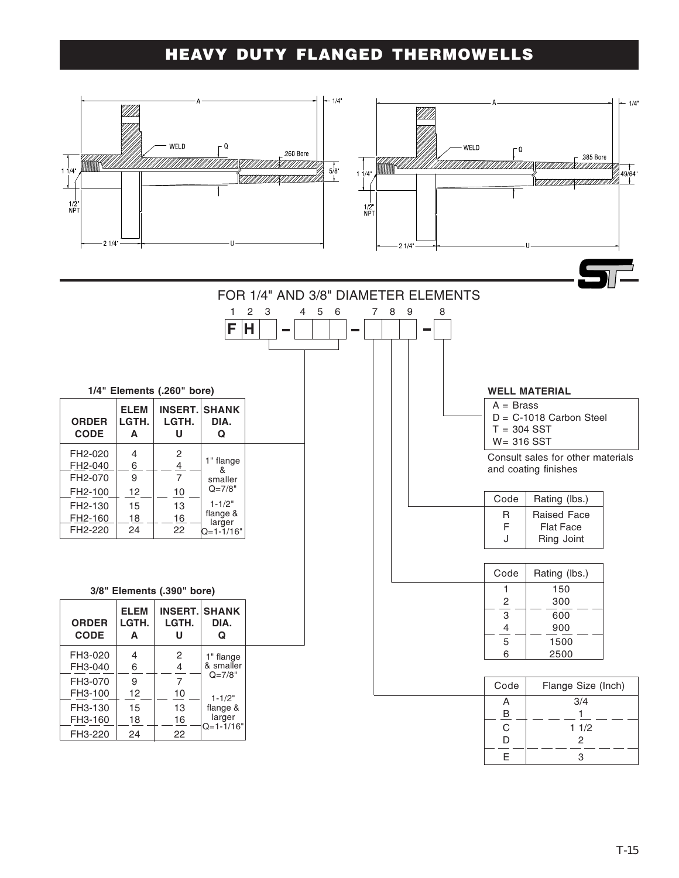# HEAVY DUTY FLANGED THERMOWELLS

FOR 1/4" AND 3/8" DIAMETER ELEMENTS

F H [ ] – [ ] [ ] [ ] – [ ] [ ] [ ] – [ ]

(Positions: 1 2 3 – 4 5 6 – 7 8 9 – 8)

### 1/4" Elements (.260" bore)

| ORDER CODE | ELEM LGTH. A | INSERT. LGTH. U | SHANK DIA. Q |
|---|---|---|---|
| FH2-020 | 4 | 2 | 1" flange & smaller Q=7/8" |
| FH2-040 | 6 | 4 | |
| FH2-070 | 9 | 7 | |
| FH2-100 | 12 | 10 | |
| FH2-130 | 15 | 13 | 1-1/2" flange & larger Q=1-1/16" |
| FH2-160 | 18 | 16 | |
| FH2-220 | 24 | 22 | |

### 3/8" Elements (.390" bore)

| ORDER CODE | ELEM LGTH. A | INSERT. LGTH. U | SHANK DIA. Q |
|---|---|---|---|
| FH3-020 | 4 | 2 | 1" flange & smaller Q=7/8" |
| FH3-040 | 6 | 4 | |
| FH3-070 | 9 | 7 | |
| FH3-100 | 12 | 10 | 1-1/2" flange & larger Q=1-1/16" |
| FH3-130 | 15 | 13 | |
| FH3-160 | 18 | 16 | |
| FH3-220 | 24 | 22 | |

### WELL MATERIAL

- A = Brass
- D = C-1018 Carbon Steel
- T = 304 SST
- W= 316 SST

Consult sales for other materials and coating finishes

| Code | Rating (lbs.) |
|---|---|
| R | Raised Face |
| F | Flat Face |
| J | Ring Joint |

| Code | Rating (lbs.) |
|---|---|
| 1 | 150 |
| 2 | 300 |
| 3 | 600 |
| 4 | 900 |
| 5 | 1500 |
| 6 | 2500 |

| Code | Flange Size (Inch) |
|---|---|
| A | 3/4 |
| B | 1 |
| C | 1 1/2 |
| D | 2 |
| E | 3 |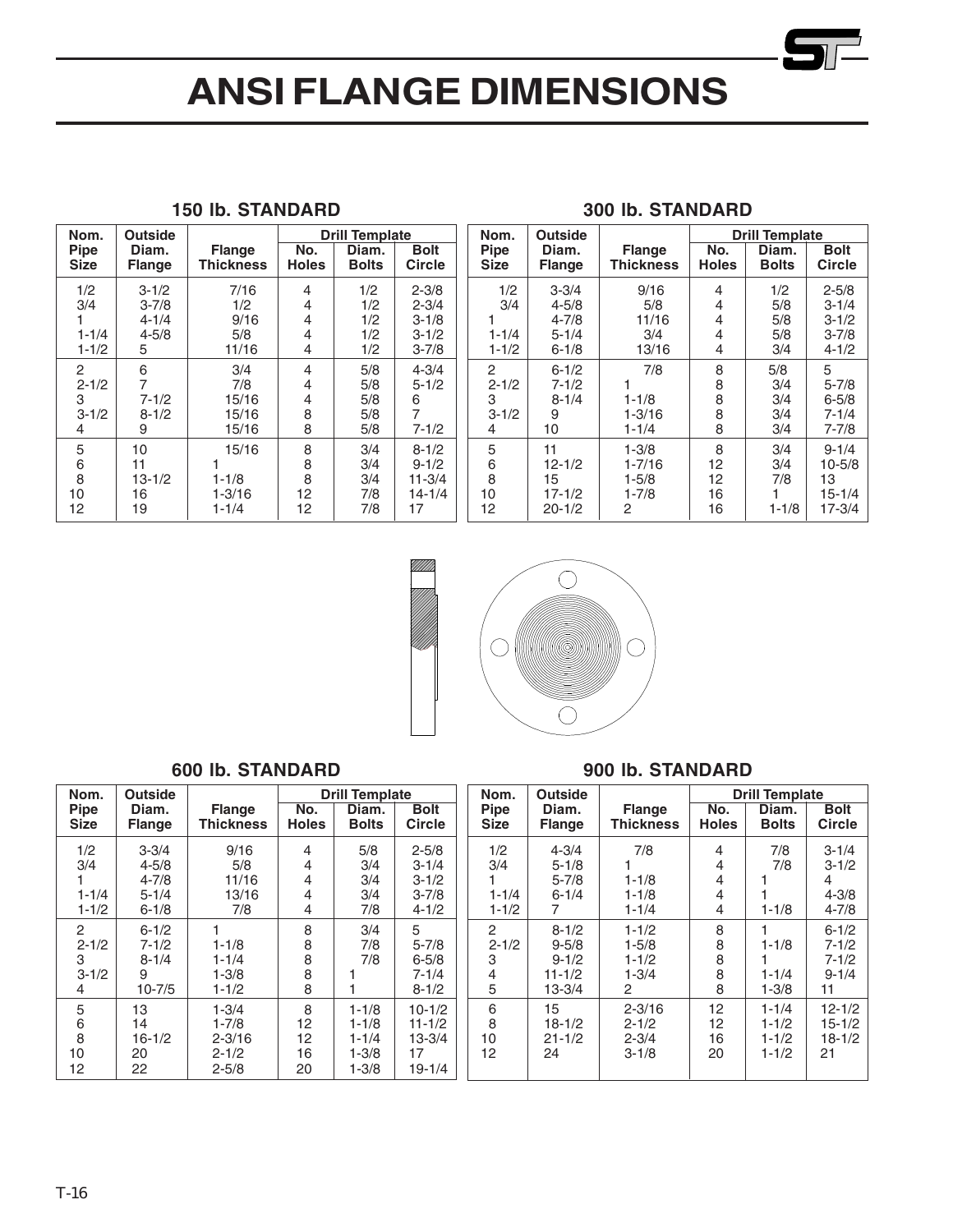# ANSI FLANGE DIMENSIONS

## 150 lb. STANDARD

| Nom. Pipe Size | Outside Diam. Flange | Flange Thickness | Drill Template | | |
|---|---|---|---|---|---|
| | | | No. Holes | Diam. Bolts | Bolt Circle |
| 1/2 | 3-1/2 | 7/16 | 4 | 1/2 | 2-3/8 |
| 3/4 | 3-7/8 | 1/2 | 4 | 1/2 | 2-3/4 |
| 1 | 4-1/4 | 9/16 | 4 | 1/2 | 3-1/8 |
| 1-1/4 | 4-5/8 | 5/8 | 4 | 1/2 | 3-1/2 |
| 1-1/2 | 5 | 11/16 | 4 | 1/2 | 3-7/8 |
| 2 | 6 | 3/4 | 4 | 5/8 | 4-3/4 |
| 2-1/2 | 7 | 7/8 | 4 | 5/8 | 5-1/2 |
| 3 | 7-1/2 | 15/16 | 4 | 5/8 | 6 |
| 3-1/2 | 8-1/2 | 15/16 | 8 | 5/8 | 7 |
| 4 | 9 | 15/16 | 8 | 5/8 | 7-1/2 |
| 5 | 10 | 15/16 | 8 | 3/4 | 8-1/2 |
| 6 | 11 | 1 | 8 | 3/4 | 9-1/2 |
| 8 | 13-1/2 | 1-1/8 | 8 | 3/4 | 11-3/4 |
| 10 | 16 | 1-3/16 | 12 | 7/8 | 14-1/4 |
| 12 | 19 | 1-1/4 | 12 | 7/8 | 17 |

## 300 lb. STANDARD

| Nom. Pipe Size | Outside Diam. Flange | Flange Thickness | Drill Template | | |
|---|---|---|---|---|---|
| | | | No. Holes | Diam. Bolts | Bolt Circle |
| 1/2 | 3-3/4 | 9/16 | 4 | 1/2 | 2-5/8 |
| 3/4 | 4-5/8 | 5/8 | 4 | 5/8 | 3-1/4 |
| 1 | 4-7/8 | 11/16 | 4 | 5/8 | 3-1/2 |
| 1-1/4 | 5-1/4 | 3/4 | 4 | 5/8 | 3-7/8 |
| 1-1/2 | 6-1/8 | 13/16 | 4 | 3/4 | 4-1/2 |
| 2 | 6-1/2 | 7/8 | 8 | 5/8 | 5 |
| 2-1/2 | 7-1/2 | 1 | 8 | 3/4 | 5-7/8 |
| 3 | 8-1/4 | 1-1/8 | 8 | 3/4 | 6-5/8 |
| 3-1/2 | 9 | 1-3/16 | 8 | 3/4 | 7-1/4 |
| 4 | 10 | 1-1/4 | 8 | 3/4 | 7-7/8 |
| 5 | 11 | 1-3/8 | 8 | 3/4 | 9-1/4 |
| 6 | 12-1/2 | 1-7/16 | 12 | 3/4 | 10-5/8 |
| 8 | 15 | 1-5/8 | 12 | 7/8 | 13 |
| 10 | 17-1/2 | 1-7/8 | 16 | 1 | 15-1/4 |
| 12 | 20-1/2 | 2 | 16 | 1-1/8 | 17-3/4 |

## 600 lb. STANDARD

| Nom. Pipe Size | Outside Diam. Flange | Flange Thickness | Drill Template | | |
|---|---|---|---|---|---|
| | | | No. Holes | Diam. Bolts | Bolt Circle |
| 1/2 | 3-3/4 | 9/16 | 4 | 5/8 | 2-5/8 |
| 3/4 | 4-5/8 | 5/8 | 4 | 3/4 | 3-1/4 |
| 1 | 4-7/8 | 11/16 | 4 | 3/4 | 3-1/2 |
| 1-1/4 | 5-1/4 | 13/16 | 4 | 3/4 | 3-7/8 |
| 1-1/2 | 6-1/8 | 7/8 | 4 | 7/8 | 4-1/2 |
| 2 | 6-1/2 | 1 | 8 | 3/4 | 5 |
| 2-1/2 | 7-1/2 | 1-1/8 | 8 | 7/8 | 5-7/8 |
| 3 | 8-1/4 | 1-1/4 | 8 | 7/8 | 6-5/8 |
| 3-1/2 | 9 | 1-3/8 | 8 | 1 | 7-1/4 |
| 4 | 10-7/5 | 1-1/2 | 8 | 1 | 8-1/2 |
| 5 | 13 | 1-3/4 | 8 | 1-1/8 | 10-1/2 |
| 6 | 14 | 1-7/8 | 12 | 1-1/8 | 11-1/2 |
| 8 | 16-1/2 | 2-3/16 | 12 | 1-1/4 | 13-3/4 |
| 10 | 20 | 2-1/2 | 16 | 1-3/8 | 17 |
| 12 | 22 | 2-5/8 | 20 | 1-3/8 | 19-1/4 |

## 900 lb. STANDARD

| Nom. Pipe Size | Outside Diam. Flange | Flange Thickness | Drill Template | | |
|---|---|---|---|---|---|
| | | | No. Holes | Diam. Bolts | Bolt Circle |
| 1/2 | 4-3/4 | 7/8 | 4 | 7/8 | 3-1/4 |
| 3/4 | 5-1/8 | 1 | 4 | 7/8 | 3-1/2 |
| 1 | 5-7/8 | 1-1/8 | 4 | 1 | 4 |
| 1-1/4 | 6-1/4 | 1-1/8 | 4 | 1 | 4-3/8 |
| 1-1/2 | 7 | 1-1/4 | 4 | 1-1/8 | 4-7/8 |
| 2 | 8-1/2 | 1-1/2 | 8 | 1 | 6-1/2 |
| 2-1/2 | 9-5/8 | 1-5/8 | 8 | 1-1/8 | 7-1/2 |
| 3 | 9-1/2 | 1-1/2 | 8 | 1 | 7-1/2 |
| 4 | 11-1/2 | 1-3/4 | 8 | 1-1/4 | 9-1/4 |
| 5 | 13-3/4 | 2 | 8 | 1-3/8 | 11 |
| 6 | 15 | 2-3/16 | 12 | 1-1/4 | 12-1/2 |
| 8 | 18-1/2 | 2-1/2 | 12 | 1-1/2 | 15-1/2 |
| 10 | 21-1/2 | 2-3/4 | 16 | 1-1/2 | 18-1/2 |
| 12 | 24 | 3-1/8 | 20 | 1-1/2 | 21 |